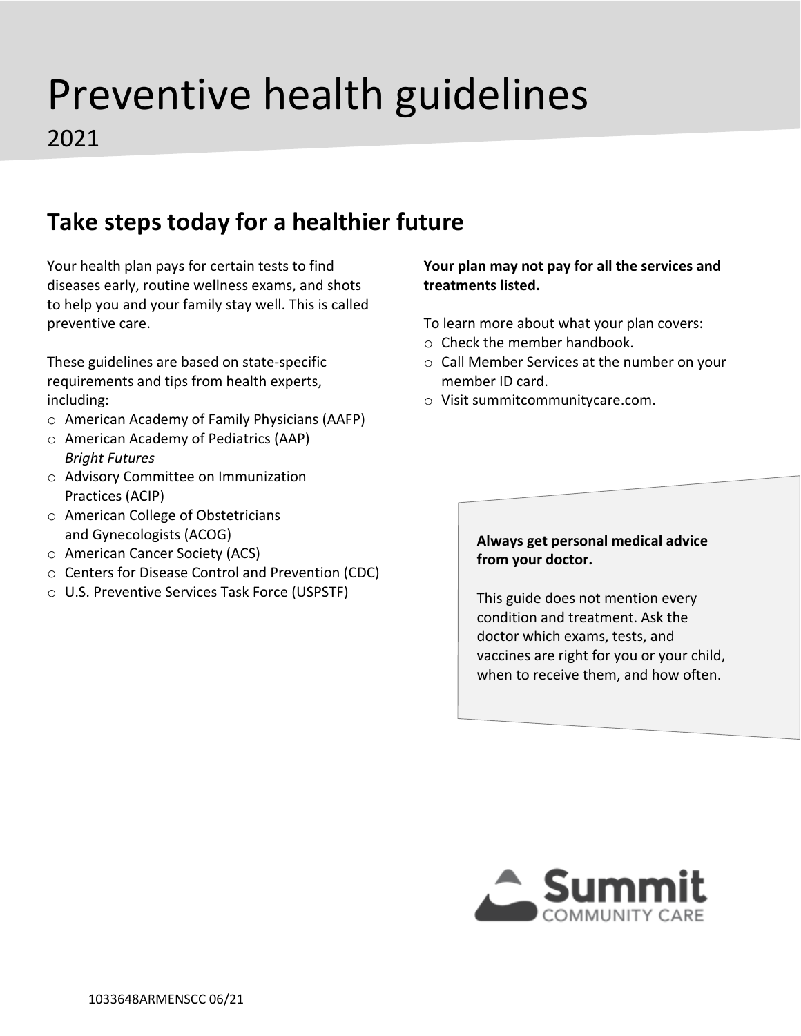# Preventive health guidelines

2021

## Take steps today for a healthier future

Your health plan pays for certain tests to find diseases early, routine wellness exams, and shots to help you and your family stay well. This is called preventive care.

These guidelines are based on state-specific requirements and tips from health experts, including:

- American Academy of Family Physicians (AAFP)
- American Academy of Pediatrics (AAP) *Bright Futures*
- Advisory Committee on Immunization Practices (ACIP)
- American College of Obstetricians and Gynecologists (ACOG)
- American Cancer Society (ACS)
- Centers for Disease Control and Prevention (CDC)
- U.S. Preventive Services Task Force (USPSTF)

**Your plan may not pay for all the services and treatments listed.**

To learn more about what your plan covers:

- Check the member handbook.
- Call Member Services at the number on your member ID card.
- Visit summitcommunitycare.com.

**Always get personal medical advice from your doctor.**

This guide does not mention every condition and treatment. Ask the doctor which exams, tests, and vaccines are right for you or your child, when to receive them, and how often.

Summit COMMUNITY CARE

1033648ARMENSCC 06/21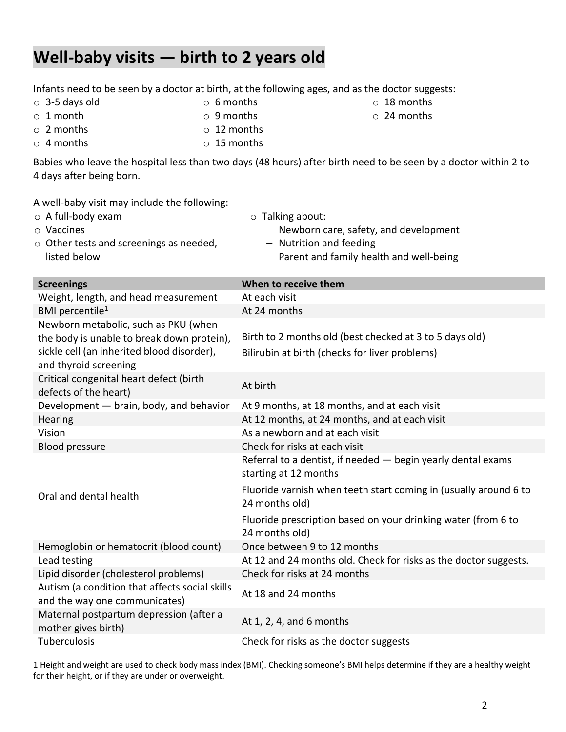# Well-baby visits — birth to 2 years old

Infants need to be seen by a doctor at birth, at the following ages, and as the doctor suggests:

- 3-5 days old
- 1 month
- 2 months
- 4 months
- 6 months
- 9 months
- 12 months
- 15 months
- 18 months
- 24 months

Babies who leave the hospital less than two days (48 hours) after birth need to be seen by a doctor within 2 to 4 days after being born.

A well-baby visit may include the following:

- A full-body exam
- Vaccines
- Other tests and screenings as needed, listed below
- Talking about:
  - Newborn care, safety, and development
  - Nutrition and feeding
  - Parent and family health and well-being

| Screenings | When to receive them |
|---|---|
| Weight, length, and head measurement | At each visit |
| BMI percentile[1] | At 24 months |
| Newborn metabolic, such as PKU (when the body is unable to break down protein), sickle cell (an inherited blood disorder), and thyroid screening | Birth to 2 months old (best checked at 3 to 5 days old)<br>Bilirubin at birth (checks for liver problems) |
| Critical congenital heart defect (birth defects of the heart) | At birth |
| Development — brain, body, and behavior | At 9 months, at 18 months, and at each visit |
| Hearing | At 12 months, at 24 months, and at each visit |
| Vision | As a newborn and at each visit |
| Blood pressure | Check for risks at each visit |
| Oral and dental health | Referral to a dentist, if needed — begin yearly dental exams starting at 12 months<br>Fluoride varnish when teeth start coming in (usually around 6 to 24 months old)<br>Fluoride prescription based on your drinking water (from 6 to 24 months old) |
| Hemoglobin or hematocrit (blood count) | Once between 9 to 12 months |
| Lead testing | At 12 and 24 months old. Check for risks as the doctor suggests. |
| Lipid disorder (cholesterol problems) | Check for risks at 24 months |
| Autism (a condition that affects social skills and the way one communicates) | At 18 and 24 months |
| Maternal postpartum depression (after a mother gives birth) | At 1, 2, 4, and 6 months |
| Tuberculosis | Check for risks as the doctor suggests |

1 Height and weight are used to check body mass index (BMI). Checking someone's BMI helps determine if they are a healthy weight for their height, or if they are under or overweight.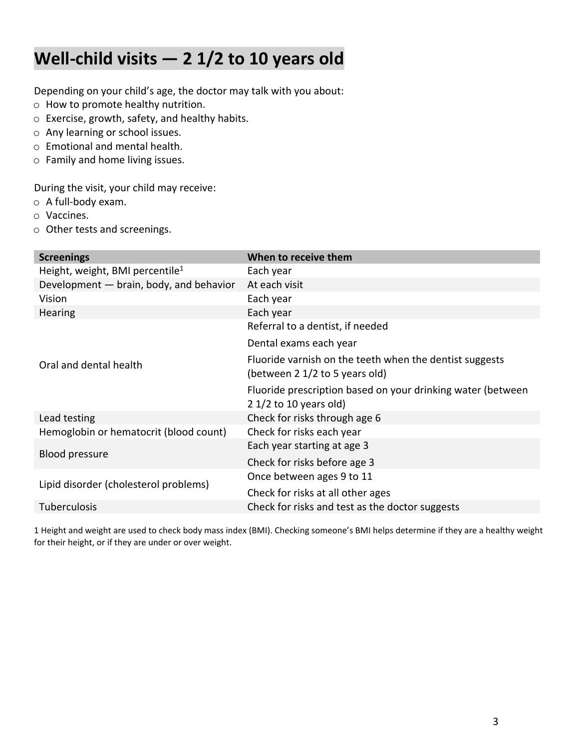# Well-child visits — 2 1/2 to 10 years old

Depending on your child's age, the doctor may talk with you about:

- How to promote healthy nutrition.
- Exercise, growth, safety, and healthy habits.
- Any learning or school issues.
- Emotional and mental health.
- Family and home living issues.

During the visit, your child may receive:

- A full-body exam.
- Vaccines.
- Other tests and screenings.

| Screenings | When to receive them |
| --- | --- |
| Height, weight, BMI percentile[1] | Each year |
| Development — brain, body, and behavior | At each visit |
| Vision | Each year |
| Hearing | Each year |
| Oral and dental health | Referral to a dentist, if needed |
| | Dental exams each year |
| | Fluoride varnish on the teeth when the dentist suggests (between 2 1/2 to 5 years old) |
| | Fluoride prescription based on your drinking water (between 2 1/2 to 10 years old) |
| Lead testing | Check for risks through age 6 |
| Hemoglobin or hematocrit (blood count) | Check for risks each year |
| Blood pressure | Each year starting at age 3 |
| | Check for risks before age 3 |
| Lipid disorder (cholesterol problems) | Once between ages 9 to 11 |
| | Check for risks at all other ages |
| Tuberculosis | Check for risks and test as the doctor suggests |

1 Height and weight are used to check body mass index (BMI). Checking someone's BMI helps determine if they are a healthy weight for their height, or if they are under or over weight.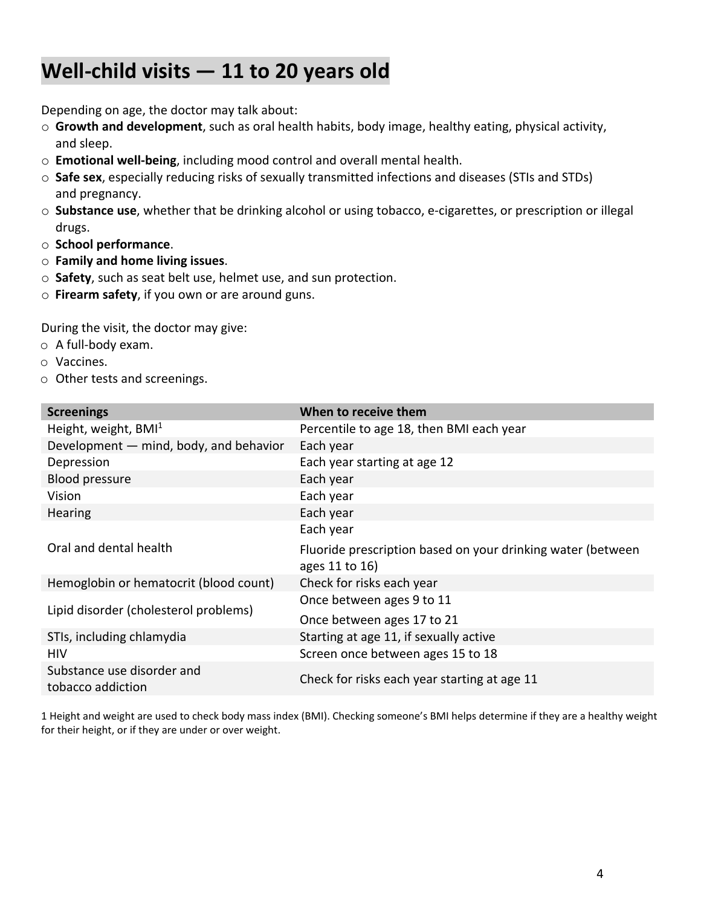# Well-child visits — 11 to 20 years old

Depending on age, the doctor may talk about:

- **Growth and development**, such as oral health habits, body image, healthy eating, physical activity, and sleep.
- **Emotional well-being**, including mood control and overall mental health.
- **Safe sex**, especially reducing risks of sexually transmitted infections and diseases (STIs and STDs) and pregnancy.
- **Substance use**, whether that be drinking alcohol or using tobacco, e-cigarettes, or prescription or illegal drugs.
- **School performance**.
- **Family and home living issues**.
- **Safety**, such as seat belt use, helmet use, and sun protection.
- **Firearm safety**, if you own or are around guns.

During the visit, the doctor may give:

- A full-body exam.
- Vaccines.
- Other tests and screenings.

| Screenings | When to receive them |
| --- | --- |
| Height, weight, BMI[1] | Percentile to age 18, then BMI each year |
| Development — mind, body, and behavior | Each year |
| Depression | Each year starting at age 12 |
| Blood pressure | Each year |
| Vision | Each year |
| Hearing | Each year |
| Oral and dental health | Each year<br>Fluoride prescription based on your drinking water (between ages 11 to 16) |
| Hemoglobin or hematocrit (blood count) | Check for risks each year |
| Lipid disorder (cholesterol problems) | Once between ages 9 to 11<br>Once between ages 17 to 21 |
| STIs, including chlamydia | Starting at age 11, if sexually active |
| HIV | Screen once between ages 15 to 18 |
| Substance use disorder and tobacco addiction | Check for risks each year starting at age 11 |

1 Height and weight are used to check body mass index (BMI). Checking someone's BMI helps determine if they are a healthy weight for their height, or if they are under or over weight.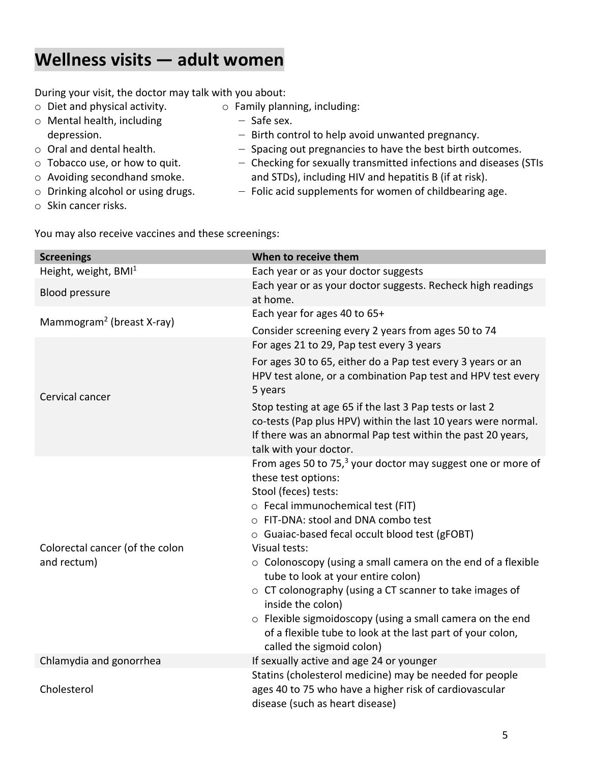# Wellness visits — adult women

During your visit, the doctor may talk with you about:

- Diet and physical activity.
- Mental health, including depression.
- Oral and dental health.
- Tobacco use, or how to quit.
- Avoiding secondhand smoke.
- Drinking alcohol or using drugs.
- Skin cancer risks.
- Family planning, including:
  - Safe sex.
  - Birth control to help avoid unwanted pregnancy.
  - Spacing out pregnancies to have the best birth outcomes.
  - Checking for sexually transmitted infections and diseases (STIs and STDs), including HIV and hepatitis B (if at risk).
  - Folic acid supplements for women of childbearing age.

You may also receive vaccines and these screenings:

| Screenings | When to receive them |
|---|---|
| Height, weight, BMI[1] | Each year or as your doctor suggests |
| Blood pressure | Each year or as your doctor suggests. Recheck high readings at home. |
| Mammogram[2] (breast X-ray) | Each year for ages 40 to 65+<br>Consider screening every 2 years from ages 50 to 74 |
| Cervical cancer | For ages 21 to 29, Pap test every 3 years<br>For ages 30 to 65, either do a Pap test every 3 years or an HPV test alone, or a combination Pap test and HPV test every 5 years<br>Stop testing at age 65 if the last 3 Pap tests or last 2 co-tests (Pap plus HPV) within the last 10 years were normal. If there was an abnormal Pap test within the past 20 years, talk with your doctor. |
| Colorectal cancer (of the colon and rectum) | From ages 50 to 75,[3] your doctor may suggest one or more of these test options:<br>Stool (feces) tests:<br>○ Fecal immunochemical test (FIT)<br>○ FIT-DNA: stool and DNA combo test<br>○ Guaiac-based fecal occult blood test (gFOBT)<br>Visual tests:<br>○ Colonoscopy (using a small camera on the end of a flexible tube to look at your entire colon)<br>○ CT colonography (using a CT scanner to take images of inside the colon)<br>○ Flexible sigmoidoscopy (using a small camera on the end of a flexible tube to look at the last part of your colon, called the sigmoid colon) |
| Chlamydia and gonorrhea | If sexually active and age 24 or younger |
| Cholesterol | Statins (cholesterol medicine) may be needed for people ages 40 to 75 who have a higher risk of cardiovascular disease (such as heart disease) |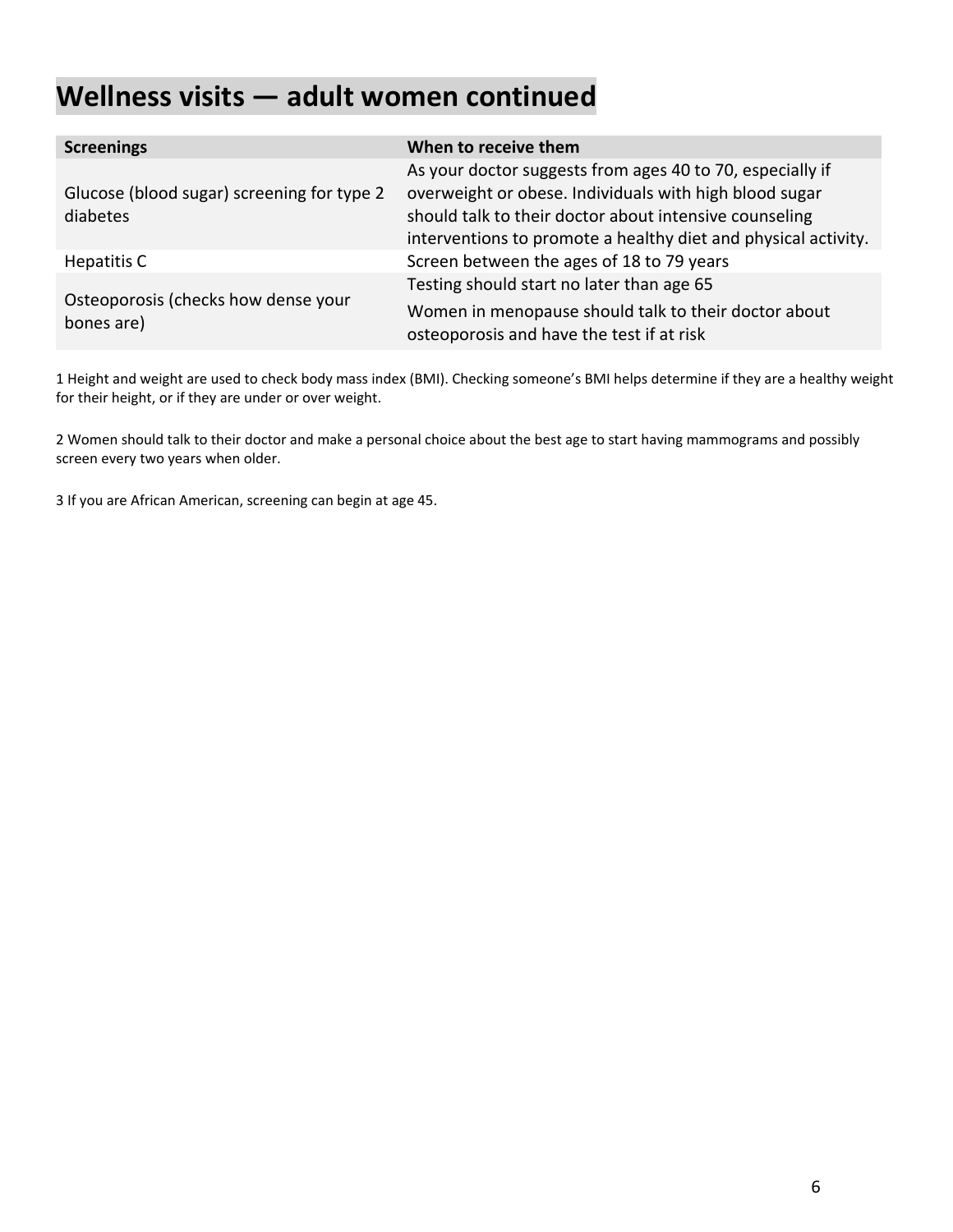# Wellness visits — adult women continued

| Screenings | When to receive them |
| --- | --- |
| Glucose (blood sugar) screening for type 2 diabetes | As your doctor suggests from ages 40 to 70, especially if overweight or obese. Individuals with high blood sugar should talk to their doctor about intensive counseling interventions to promote a healthy diet and physical activity. |
| Hepatitis C | Screen between the ages of 18 to 79 years |
| Osteoporosis (checks how dense your bones are) | Testing should start no later than age 65<br>Women in menopause should talk to their doctor about osteoporosis and have the test if at risk |

1 Height and weight are used to check body mass index (BMI). Checking someone's BMI helps determine if they are a healthy weight for their height, or if they are under or over weight.

2 Women should talk to their doctor and make a personal choice about the best age to start having mammograms and possibly screen every two years when older.

3 If you are African American, screening can begin at age 45.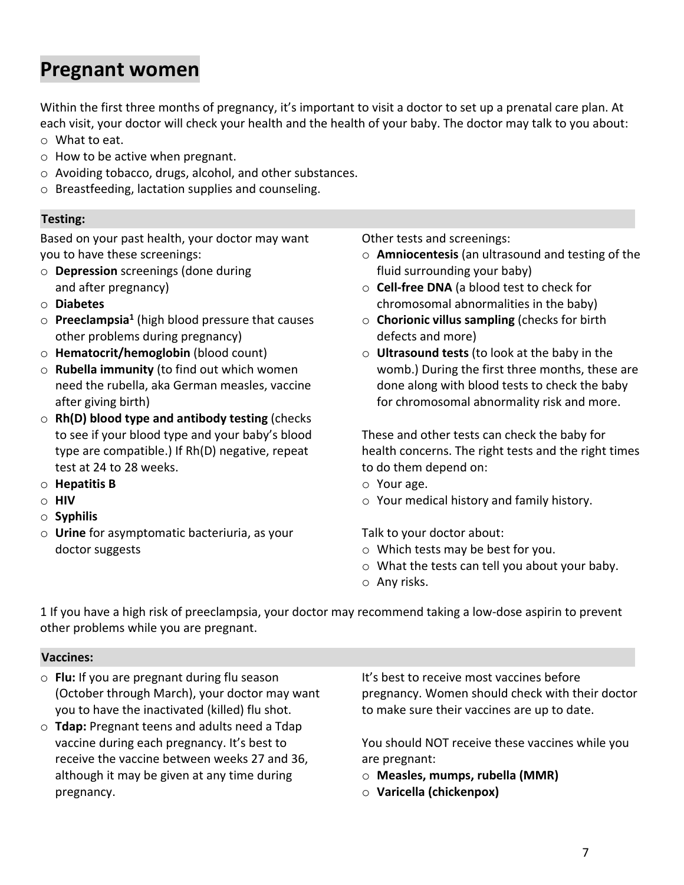# Pregnant women

Within the first three months of pregnancy, it's important to visit a doctor to set up a prenatal care plan. At each visit, your doctor will check your health and the health of your baby. The doctor may talk to you about:

- What to eat.
- How to be active when pregnant.
- Avoiding tobacco, drugs, alcohol, and other substances.
- Breastfeeding, lactation supplies and counseling.

## Testing:

Based on your past health, your doctor may want you to have these screenings:

- **Depression** screenings (done during and after pregnancy)
- **Diabetes**
- **Preeclampsia**[1] (high blood pressure that causes other problems during pregnancy)
- **Hematocrit/hemoglobin** (blood count)
- **Rubella immunity** (to find out which women need the rubella, aka German measles, vaccine after giving birth)
- **Rh(D) blood type and antibody testing** (checks to see if your blood type and your baby's blood type are compatible.) If Rh(D) negative, repeat test at 24 to 28 weeks.
- **Hepatitis B**
- **HIV**
- **Syphilis**
- **Urine** for asymptomatic bacteriuria, as your doctor suggests

Other tests and screenings:

- **Amniocentesis** (an ultrasound and testing of the fluid surrounding your baby)
- **Cell-free DNA** (a blood test to check for chromosomal abnormalities in the baby)
- **Chorionic villus sampling** (checks for birth defects and more)
- **Ultrasound tests** (to look at the baby in the womb.) During the first three months, these are done along with blood tests to check the baby for chromosomal abnormality risk and more.

These and other tests can check the baby for health concerns. The right tests and the right times to do them depend on:

- Your age.
- Your medical history and family history.

Talk to your doctor about:

- Which tests may be best for you.
- What the tests can tell you about your baby.
- Any risks.

1 If you have a high risk of preeclampsia, your doctor may recommend taking a low-dose aspirin to prevent other problems while you are pregnant.

## Vaccines:

- **Flu:** If you are pregnant during flu season (October through March), your doctor may want you to have the inactivated (killed) flu shot.
- **Tdap:** Pregnant teens and adults need a Tdap vaccine during each pregnancy. It's best to receive the vaccine between weeks 27 and 36, although it may be given at any time during pregnancy.

It's best to receive most vaccines before pregnancy. Women should check with their doctor to make sure their vaccines are up to date.

You should NOT receive these vaccines while you are pregnant:

- **Measles, mumps, rubella (MMR)**
- **Varicella (chickenpox)**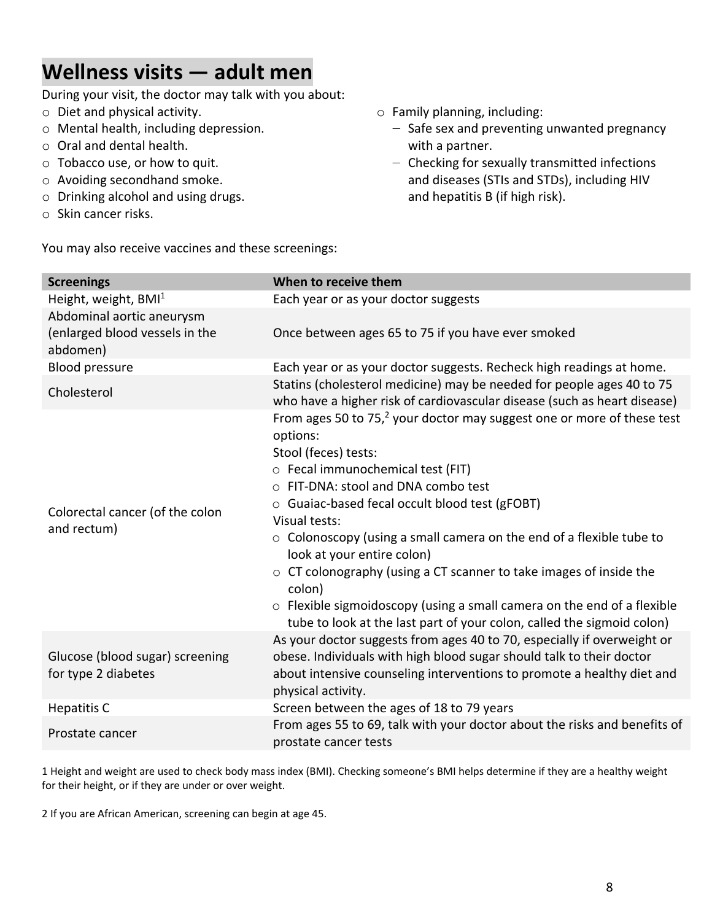# Wellness visits — adult men

During your visit, the doctor may talk with you about:

- Diet and physical activity.
- Mental health, including depression.
- Oral and dental health.
- Tobacco use, or how to quit.
- Avoiding secondhand smoke.
- Drinking alcohol and using drugs.
- Skin cancer risks.
- Family planning, including:
  - Safe sex and preventing unwanted pregnancy with a partner.
  - Checking for sexually transmitted infections and diseases (STIs and STDs), including HIV and hepatitis B (if high risk).

You may also receive vaccines and these screenings:

| Screenings | When to receive them |
|---|---|
| Height, weight, BMI[1] | Each year or as your doctor suggests |
| Abdominal aortic aneurysm (enlarged blood vessels in the abdomen) | Once between ages 65 to 75 if you have ever smoked |
| Blood pressure | Each year or as your doctor suggests. Recheck high readings at home. |
| Cholesterol | Statins (cholesterol medicine) may be needed for people ages 40 to 75 who have a higher risk of cardiovascular disease (such as heart disease) |
| Colorectal cancer (of the colon and rectum) | From ages 50 to 75,[2] your doctor may suggest one or more of these test options:<br>Stool (feces) tests:<br>○ Fecal immunochemical test (FIT)<br>○ FIT-DNA: stool and DNA combo test<br>○ Guaiac-based fecal occult blood test (gFOBT)<br>Visual tests:<br>○ Colonoscopy (using a small camera on the end of a flexible tube to look at your entire colon)<br>○ CT colonography (using a CT scanner to take images of inside the colon)<br>○ Flexible sigmoidoscopy (using a small camera on the end of a flexible tube to look at the last part of your colon, called the sigmoid colon) |
| Glucose (blood sugar) screening for type 2 diabetes | As your doctor suggests from ages 40 to 70, especially if overweight or obese. Individuals with high blood sugar should talk to their doctor about intensive counseling interventions to promote a healthy diet and physical activity. |
| Hepatitis C | Screen between the ages of 18 to 79 years |
| Prostate cancer | From ages 55 to 69, talk with your doctor about the risks and benefits of prostate cancer tests |

1 Height and weight are used to check body mass index (BMI). Checking someone's BMI helps determine if they are a healthy weight for their height, or if they are under or over weight.

2 If you are African American, screening can begin at age 45.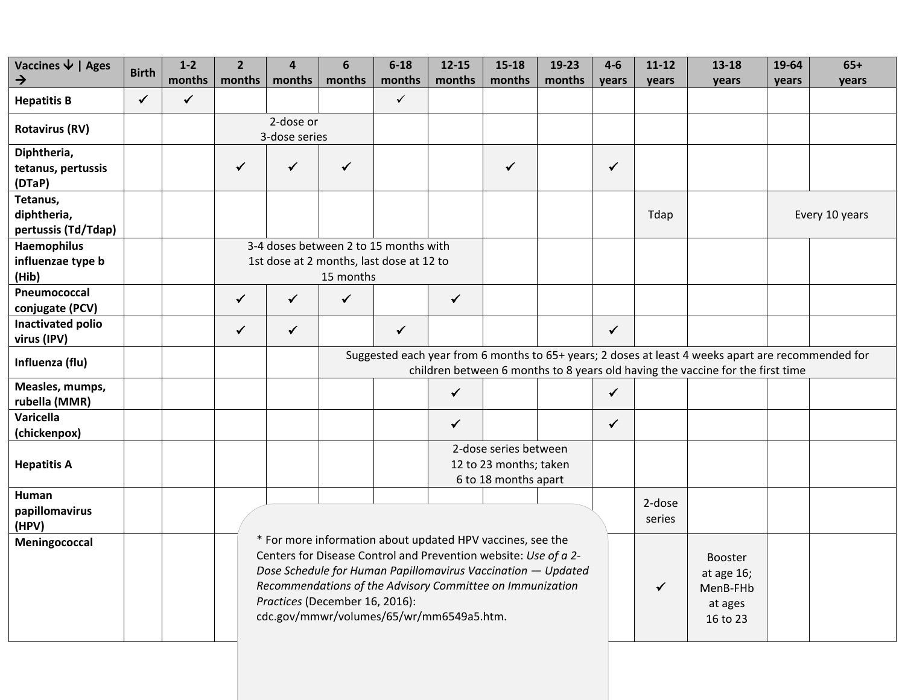| Vaccines ↓ \| Ages → | Birth | 1-2 months | 2 months | 4 months | 6 months | 6-18 months | 12-15 months | 15-18 months | 19-23 months | 4-6 years | 11-12 years | 13-18 years | 19-64 years | 65+ years |
|---|---|---|---|---|---|---|---|---|---|---|---|---|---|---|
| Hepatitis B | ✓ | ✓ | | | | ✓ | | | | | | | | |
| Rotavirus (RV) | | | 2-dose or 3-dose series | | | | | | | | | | | |
| Diphtheria, tetanus, pertussis (DTaP) | | | ✓ | ✓ | ✓ | | | ✓ | | ✓ | | | | |
| Tetanus, diphtheria, pertussis (Td/Tdap) | | | | | | | | | | | Tdap | | Every 10 years | |
| Haemophilus influenzae type b (Hib) | | | 3-4 doses between 2 to 15 months with 1st dose at 2 months, last dose at 12 to 15 months | | | | | | | | | | | |
| Pneumococcal conjugate (PCV) | | | ✓ | ✓ | ✓ | | ✓ | | | | | | | |
| Inactivated polio virus (IPV) | | | ✓ | ✓ | | ✓ | | | | ✓ | | | | |
| Influenza (flu) | | | | | Suggested each year from 6 months to 65+ years; 2 doses at least 4 weeks apart are recommended for children between 6 months to 8 years old having the vaccine for the first time | | | | | | | | | |
| Measles, mumps, rubella (MMR) | | | | | | | ✓ | | | ✓ | | | | |
| Varicella (chickenpox) | | | | | | | ✓ | | | ✓ | | | | |
| Hepatitis A | | | | | | | 2-dose series between 12 to 23 months; taken 6 to 18 months apart | | | | | | | |
| Human papillomavirus (HPV) | | | | | | | | | | | 2-dose series | | | |
| Meningococcal | | | | | | | | | | | ✓ | Booster at age 16; MenB-FHb at ages 16 to 23 | | |

* For more information about updated HPV vaccines, see the Centers for Disease Control and Prevention website: *Use of a 2-Dose Schedule for Human Papillomavirus Vaccination — Updated Recommendations of the Advisory Committee on Immunization Practices* (December 16, 2016): cdc.gov/mmwr/volumes/65/wr/mm6549a5.htm.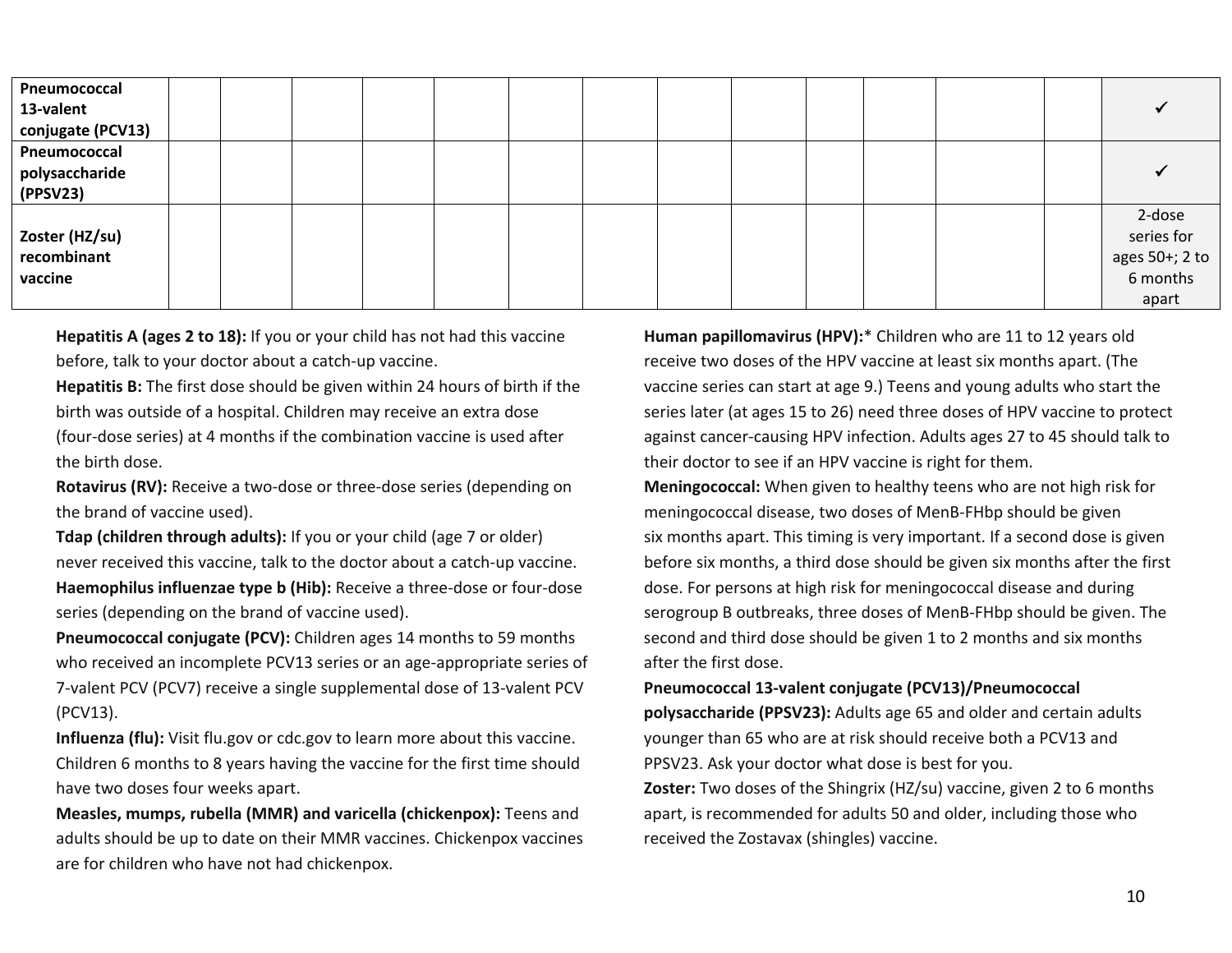| | | | | | | | | | | | | | | |
|---|---|---|---|---|---|---|---|---|---|---|---|---|---|---|
| **Pneumococcal 13-valent conjugate (PCV13)** | | | | | | | | | | | | | | ✓ |
| **Pneumococcal polysaccharide (PPSV23)** | | | | | | | | | | | | | | ✓ |
| **Zoster (HZ/su) recombinant vaccine** | | | | | | | | | | | | | | 2-dose series for ages 50+; 2 to 6 months apart |

**Hepatitis A (ages 2 to 18):** If you or your child has not had this vaccine before, talk to your doctor about a catch-up vaccine.

**Hepatitis B:** The first dose should be given within 24 hours of birth if the birth was outside of a hospital. Children may receive an extra dose (four-dose series) at 4 months if the combination vaccine is used after the birth dose.

**Rotavirus (RV):** Receive a two-dose or three-dose series (depending on the brand of vaccine used).

**Tdap (children through adults):** If you or your child (age 7 or older) never received this vaccine, talk to the doctor about a catch-up vaccine.

**Haemophilus influenzae type b (Hib):** Receive a three-dose or four-dose series (depending on the brand of vaccine used).

**Pneumococcal conjugate (PCV):** Children ages 14 months to 59 months who received an incomplete PCV13 series or an age-appropriate series of 7-valent PCV (PCV7) receive a single supplemental dose of 13-valent PCV (PCV13).

**Influenza (flu):** Visit flu.gov or cdc.gov to learn more about this vaccine. Children 6 months to 8 years having the vaccine for the first time should have two doses four weeks apart.

**Measles, mumps, rubella (MMR) and varicella (chickenpox):** Teens and adults should be up to date on their MMR vaccines. Chickenpox vaccines are for children who have not had chickenpox.

**Human papillomavirus (HPV):*** Children who are 11 to 12 years old receive two doses of the HPV vaccine at least six months apart. (The vaccine series can start at age 9.) Teens and young adults who start the series later (at ages 15 to 26) need three doses of HPV vaccine to protect against cancer-causing HPV infection. Adults ages 27 to 45 should talk to their doctor to see if an HPV vaccine is right for them.

**Meningococcal:** When given to healthy teens who are not high risk for meningococcal disease, two doses of MenB-FHbp should be given six months apart. This timing is very important. If a second dose is given before six months, a third dose should be given six months after the first dose. For persons at high risk for meningococcal disease and during serogroup B outbreaks, three doses of MenB-FHbp should be given. The second and third dose should be given 1 to 2 months and six months after the first dose.

**Pneumococcal 13-valent conjugate (PCV13)/Pneumococcal polysaccharide (PPSV23):** Adults age 65 and older and certain adults younger than 65 who are at risk should receive both a PCV13 and PPSV23. Ask your doctor what dose is best for you.

**Zoster:** Two doses of the Shingrix (HZ/su) vaccine, given 2 to 6 months apart, is recommended for adults 50 and older, including those who received the Zostavax (shingles) vaccine.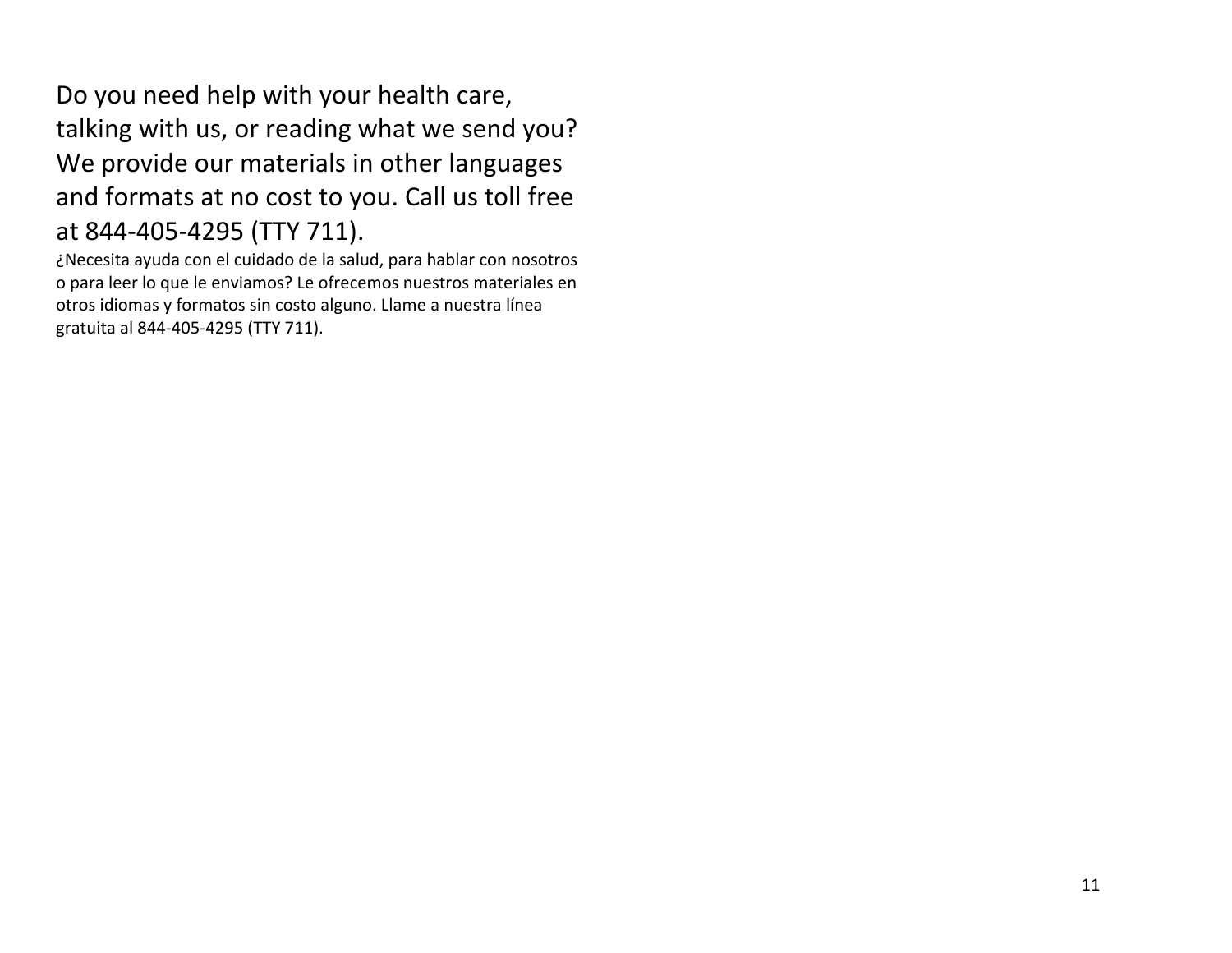Do you need help with your health care, talking with us, or reading what we send you? We provide our materials in other languages and formats at no cost to you. Call us toll free at 844-405-4295 (TTY 711).

¿Necesita ayuda con el cuidado de la salud, para hablar con nosotros o para leer lo que le enviamos? Le ofrecemos nuestros materiales en otros idiomas y formatos sin costo alguno. Llame a nuestra línea gratuita al 844-405-4295 (TTY 711).